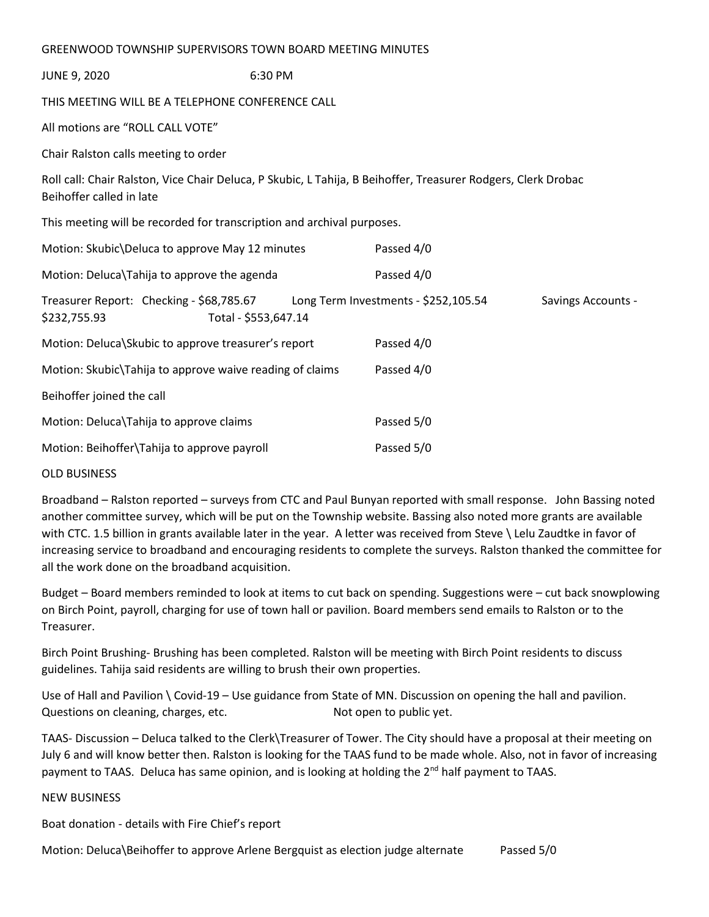# GREENWOOD TOWNSHIP SUPERVISORS TOWN BOARD MEETING MINUTES

JUNE 9, 2020 6:30 PM

THIS MEETING WILL BE A TELEPHONE CONFERENCE CALL

All motions are "ROLL CALL VOTE"

Chair Ralston calls meeting to order

Roll call: Chair Ralston, Vice Chair Deluca, P Skubic, L Tahija, B Beihoffer, Treasurer Rodgers, Clerk Drobac
Beihoffer called in late

This meeting will be recorded for transcription and archival purposes.

Motion: Skubic\Deluca to approve May 12 minutes Passed 4/0

Motion: Deluca\Tahija to approve the agenda Passed 4/0

Treasurer Report: Checking - $68,785.67 Long Term Investments - $252,105.54 Savings Accounts - $232,755.93 Total - $553,647.14

Motion: Deluca\Skubic to approve treasurer's report Passed 4/0

Motion: Skubic\Tahija to approve waive reading of claims Passed 4/0

Beihoffer joined the call

Motion: Deluca\Tahija to approve claims Passed 5/0

Motion: Beihoffer\Tahija to approve payroll Passed 5/0

## OLD BUSINESS

Broadband – Ralston reported – surveys from CTC and Paul Bunyan reported with small response. John Bassing noted another committee survey, which will be put on the Township website. Bassing also noted more grants are available with CTC. 1.5 billion in grants available later in the year. A letter was received from Steve \ Lelu Zaudtke in favor of increasing service to broadband and encouraging residents to complete the surveys. Ralston thanked the committee for all the work done on the broadband acquisition.

Budget – Board members reminded to look at items to cut back on spending. Suggestions were – cut back snowplowing on Birch Point, payroll, charging for use of town hall or pavilion. Board members send emails to Ralston or to the Treasurer.

Birch Point Brushing- Brushing has been completed. Ralston will be meeting with Birch Point residents to discuss guidelines. Tahija said residents are willing to brush their own properties.

Use of Hall and Pavilion \ Covid-19 – Use guidance from State of MN. Discussion on opening the hall and pavilion. Questions on cleaning, charges, etc. Not open to public yet.

TAAS- Discussion – Deluca talked to the Clerk\Treasurer of Tower. The City should have a proposal at their meeting on July 6 and will know better then. Ralston is looking for the TAAS fund to be made whole. Also, not in favor of increasing payment to TAAS. Deluca has same opinion, and is looking at holding the 2nd half payment to TAAS.

## NEW BUSINESS

Boat donation - details with Fire Chief's report

Motion: Deluca\Beihoffer to approve Arlene Bergquist as election judge alternate Passed 5/0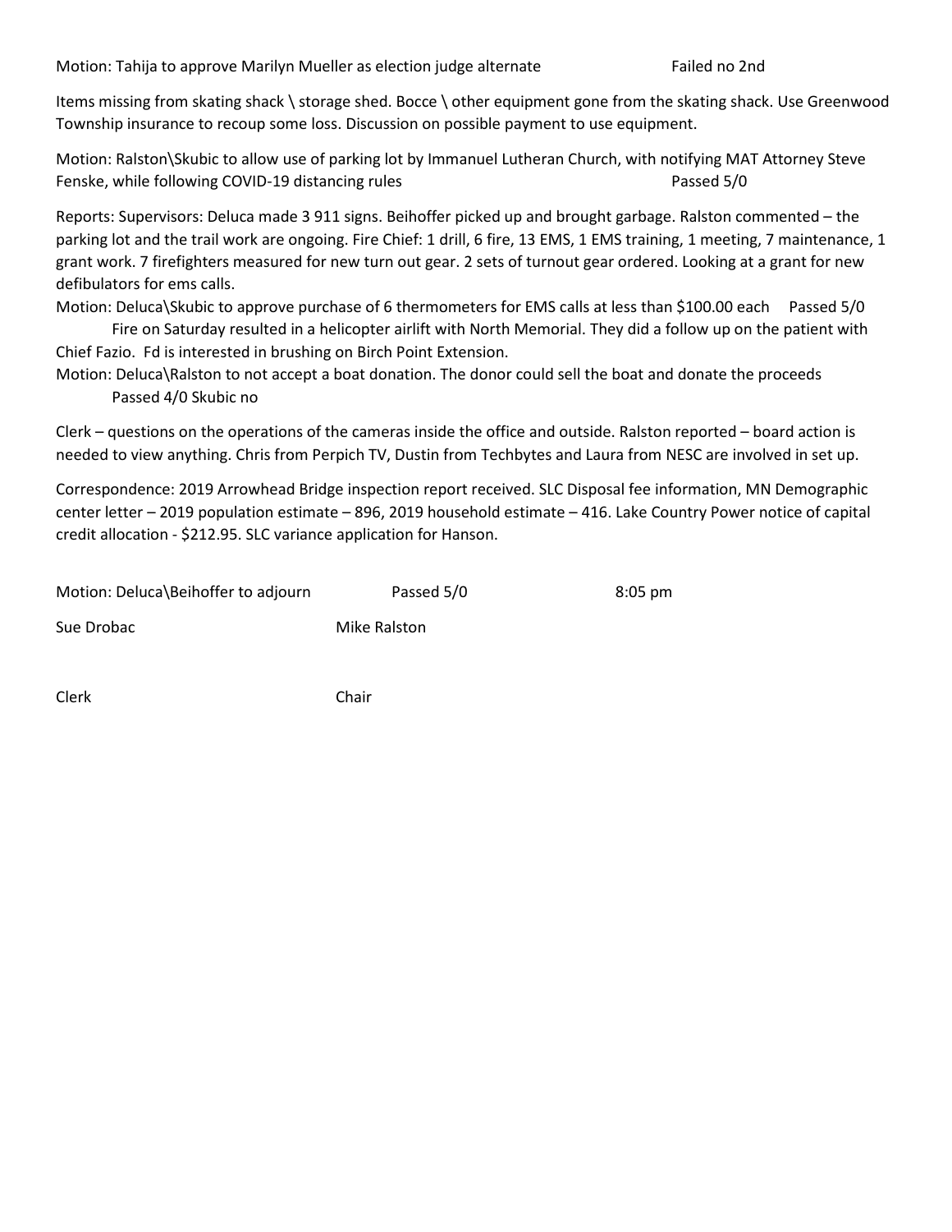Motion: Tahija to approve Marilyn Mueller as election judge alternate Failed no 2nd

Items missing from skating shack \ storage shed. Bocce \ other equipment gone from the skating shack. Use Greenwood Township insurance to recoup some loss. Discussion on possible payment to use equipment.

Motion: Ralston\Skubic to allow use of parking lot by Immanuel Lutheran Church, with notifying MAT Attorney Steve Fenske, while following COVID-19 distancing rules Passed 5/0

Reports: Supervisors: Deluca made 3 911 signs. Beihoffer picked up and brought garbage. Ralston commented – the parking lot and the trail work are ongoing. Fire Chief: 1 drill, 6 fire, 13 EMS, 1 EMS training, 1 meeting, 7 maintenance, 1 grant work. 7 firefighters measured for new turn out gear. 2 sets of turnout gear ordered. Looking at a grant for new defibulators for ems calls.

Motion: Deluca\Skubic to approve purchase of 6 thermometers for EMS calls at less than $100.00 each Passed 5/0

Fire on Saturday resulted in a helicopter airlift with North Memorial. They did a follow up on the patient with Chief Fazio. Fd is interested in brushing on Birch Point Extension.

Motion: Deluca\Ralston to not accept a boat donation. The donor could sell the boat and donate the proceeds Passed 4/0 Skubic no

Clerk – questions on the operations of the cameras inside the office and outside. Ralston reported – board action is needed to view anything. Chris from Perpich TV, Dustin from Techbytes and Laura from NESC are involved in set up.

Correspondence: 2019 Arrowhead Bridge inspection report received. SLC Disposal fee information, MN Demographic center letter – 2019 population estimate – 896, 2019 household estimate – 416. Lake Country Power notice of capital credit allocation - $212.95. SLC variance application for Hanson.

Motion: Deluca\Beihoffer to adjourn Passed 5/0 8:05 pm

Sue Drobac Mike Ralston

Clerk Chair